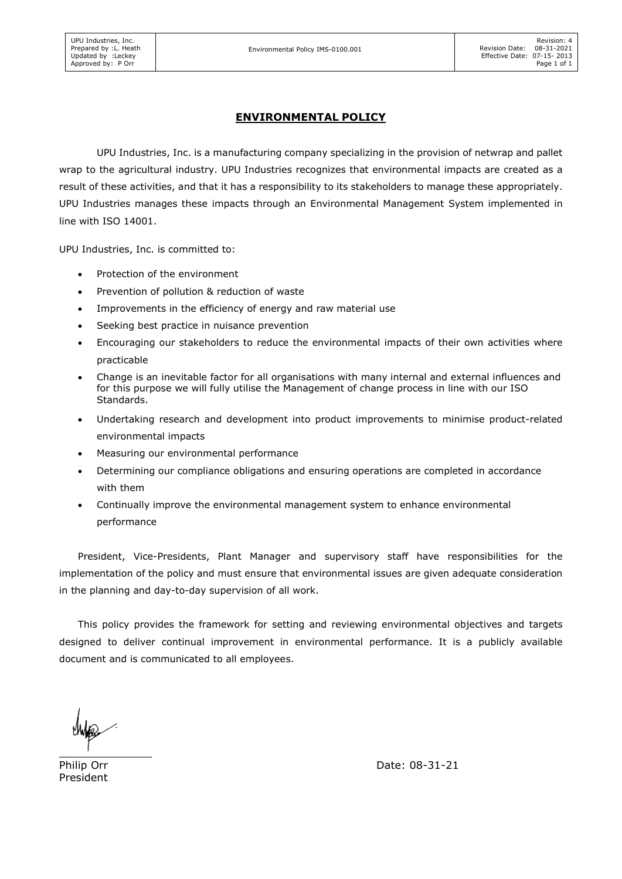## ENVIRONMENTAL POLICY

UPU Industries, Inc. is a manufacturing company specializing in the provision of netwrap and pallet wrap to the agricultural industry. UPU Industries recognizes that environmental impacts are created as a result of these activities, and that it has a responsibility to its stakeholders to manage these appropriately. UPU Industries manages these impacts through an Environmental Management System implemented in line with ISO 14001.

UPU Industries, Inc. is committed to:

- Protection of the environment
- Prevention of pollution & reduction of waste
- Improvements in the efficiency of energy and raw material use
- Seeking best practice in nuisance prevention
- Encouraging our stakeholders to reduce the environmental impacts of their own activities where practicable
- Change is an inevitable factor for all organisations with many internal and external influences and for this purpose we will fully utilise the Management of change process in line with our ISO Standards.
- Undertaking research and development into product improvements to minimise product-related environmental impacts
- Measuring our environmental performance
- Determining our compliance obligations and ensuring operations are completed in accordance with them
- Continually improve the environmental management system to enhance environmental performance

President, Vice-Presidents, Plant Manager and supervisory staff have responsibilities for the implementation of the policy and must ensure that environmental issues are given adequate consideration in the planning and day-to-day supervision of all work.

This policy provides the framework for setting and reviewing environmental objectives and targets designed to deliver continual improvement in environmental performance. It is a publicly available document and is communicated to all employees.

Philip Orr
President

Date: 08-31-21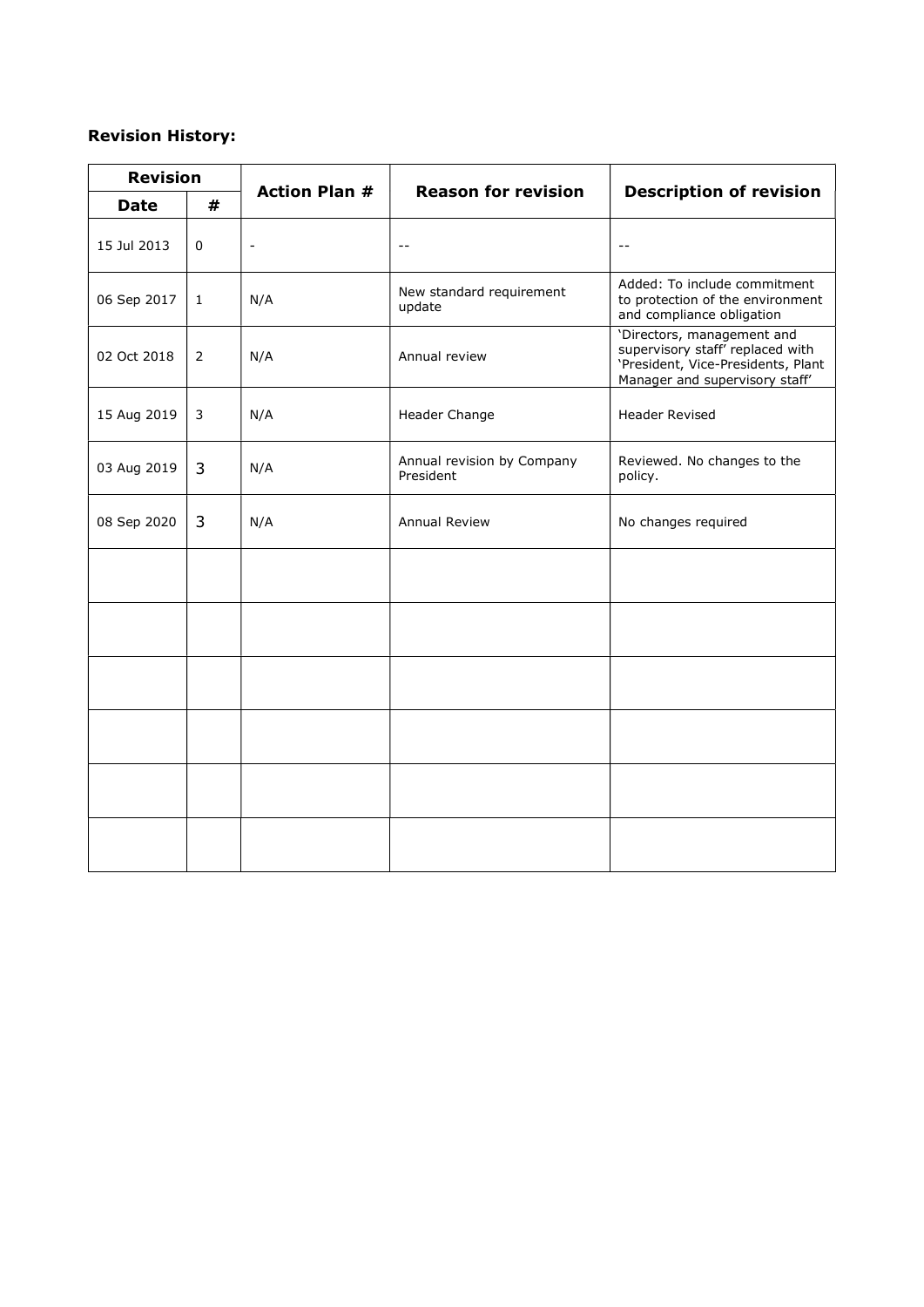**Revision History:**

| Revision | | Action Plan # | Reason for revision | Description of revision |
|---|---|---|---|---|
| Date | # | | | |
| 15 Jul 2013 | 0 | - | -- | -- |
| 06 Sep 2017 | 1 | N/A | New standard requirement update | Added: To include commitment to protection of the environment and compliance obligation |
| 02 Oct 2018 | 2 | N/A | Annual review | 'Directors, management and supervisory staff' replaced with 'President, Vice-Presidents, Plant Manager and supervisory staff' |
| 15 Aug 2019 | 3 | N/A | Header Change | Header Revised |
| 03 Aug 2019 | 3 | N/A | Annual revision by Company President | Reviewed. No changes to the policy. |
| 08 Sep 2020 | 3 | N/A | Annual Review | No changes required |
| | | | | |
| | | | | |
| | | | | |
| | | | | |
| | | | | |
| | | | | |